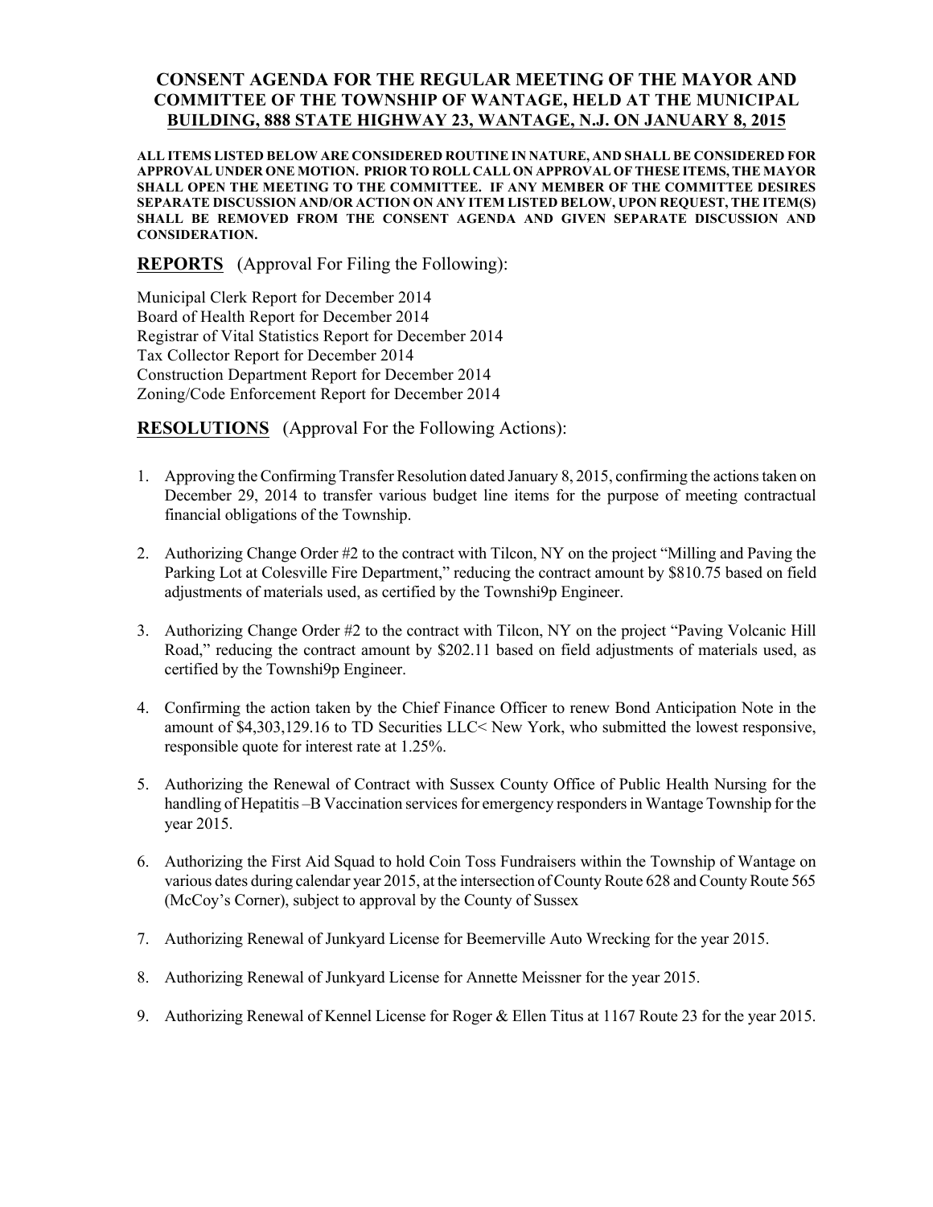# CONSENT AGENDA FOR THE REGULAR MEETING OF THE MAYOR AND COMMITTEE OF THE TOWNSHIP OF WANTAGE, HELD AT THE MUNICIPAL BUILDING, 888 STATE HIGHWAY 23, WANTAGE, N.J. ON JANUARY 8, 2015

**ALL ITEMS LISTED BELOW ARE CONSIDERED ROUTINE IN NATURE, AND SHALL BE CONSIDERED FOR APPROVAL UNDER ONE MOTION. PRIOR TO ROLL CALL ON APPROVAL OF THESE ITEMS, THE MAYOR SHALL OPEN THE MEETING TO THE COMMITTEE. IF ANY MEMBER OF THE COMMITTEE DESIRES SEPARATE DISCUSSION AND/OR ACTION ON ANY ITEM LISTED BELOW, UPON REQUEST, THE ITEM(S) SHALL BE REMOVED FROM THE CONSENT AGENDA AND GIVEN SEPARATE DISCUSSION AND CONSIDERATION.**

## **REPORTS** (Approval For Filing the Following):

Municipal Clerk Report for December 2014
Board of Health Report for December 2014
Registrar of Vital Statistics Report for December 2014
Tax Collector Report for December 2014
Construction Department Report for December 2014
Zoning/Code Enforcement Report for December 2014

## **RESOLUTIONS** (Approval For the Following Actions):

1. Approving the Confirming Transfer Resolution dated January 8, 2015, confirming the actions taken on December 29, 2014 to transfer various budget line items for the purpose of meeting contractual financial obligations of the Township.

2. Authorizing Change Order #2 to the contract with Tilcon, NY on the project "Milling and Paving the Parking Lot at Colesville Fire Department," reducing the contract amount by $810.75 based on field adjustments of materials used, as certified by the Townshi9p Engineer.

3. Authorizing Change Order #2 to the contract with Tilcon, NY on the project "Paving Volcanic Hill Road," reducing the contract amount by $202.11 based on field adjustments of materials used, as certified by the Townshi9p Engineer.

4. Confirming the action taken by the Chief Finance Officer to renew Bond Anticipation Note in the amount of $4,303,129.16 to TD Securities LLC< New York, who submitted the lowest responsive, responsible quote for interest rate at 1.25%.

5. Authorizing the Renewal of Contract with Sussex County Office of Public Health Nursing for the handling of Hepatitis –B Vaccination services for emergency responders in Wantage Township for the year 2015.

6. Authorizing the First Aid Squad to hold Coin Toss Fundraisers within the Township of Wantage on various dates during calendar year 2015, at the intersection of County Route 628 and County Route 565 (McCoy's Corner), subject to approval by the County of Sussex

7. Authorizing Renewal of Junkyard License for Beemerville Auto Wrecking for the year 2015.

8. Authorizing Renewal of Junkyard License for Annette Meissner for the year 2015.

9. Authorizing Renewal of Kennel License for Roger & Ellen Titus at 1167 Route 23 for the year 2015.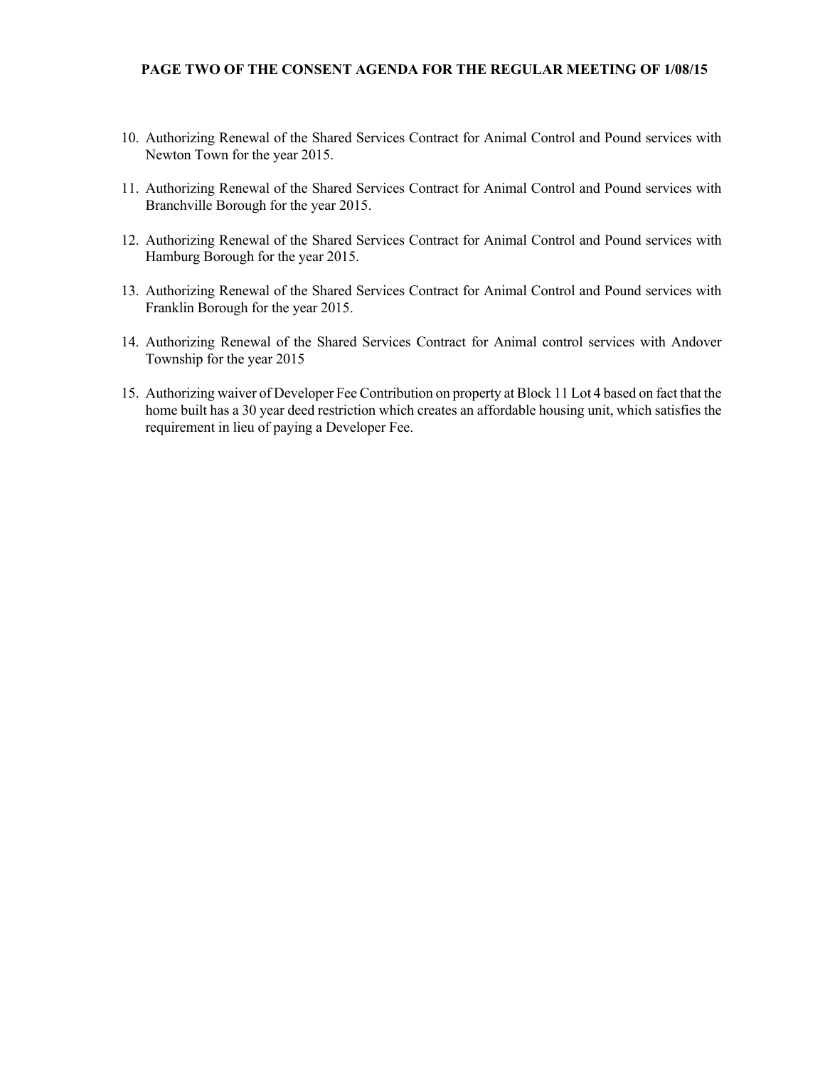**PAGE TWO OF THE CONSENT AGENDA FOR THE REGULAR MEETING OF 1/08/15**

10. Authorizing Renewal of the Shared Services Contract for Animal Control and Pound services with Newton Town for the year 2015.

11. Authorizing Renewal of the Shared Services Contract for Animal Control and Pound services with Branchville Borough for the year 2015.

12. Authorizing Renewal of the Shared Services Contract for Animal Control and Pound services with Hamburg Borough for the year 2015.

13. Authorizing Renewal of the Shared Services Contract for Animal Control and Pound services with Franklin Borough for the year 2015.

14. Authorizing Renewal of the Shared Services Contract for Animal control services with Andover Township for the year 2015

15. Authorizing waiver of Developer Fee Contribution on property at Block 11 Lot 4 based on fact that the home built has a 30 year deed restriction which creates an affordable housing unit, which satisfies the requirement in lieu of paying a Developer Fee.